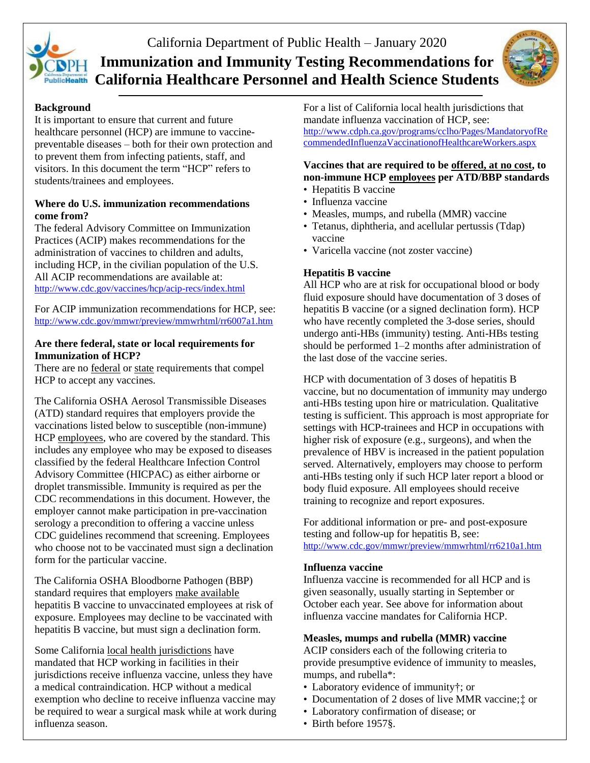California Department of Public Health – January 2020

# Immunization and Immunity Testing Recommendations for California Healthcare Personnel and Health Science Students

**Background**

It is important to ensure that current and future healthcare personnel (HCP) are immune to vaccine-preventable diseases – both for their own protection and to prevent them from infecting patients, staff, and visitors. In this document the term "HCP" refers to students/trainees and employees.

**Where do U.S. immunization recommendations come from?**

The federal Advisory Committee on Immunization Practices (ACIP) makes recommendations for the administration of vaccines to children and adults, including HCP, in the civilian population of the U.S. All ACIP recommendations are available at: http://www.cdc.gov/vaccines/hcp/acip-recs/index.html

For ACIP immunization recommendations for HCP, see: http://www.cdc.gov/mmwr/preview/mmwrhtml/rr6007a1.htm

**Are there federal, state or local requirements for Immunization of HCP?**

There are no federal or state requirements that compel HCP to accept any vaccines.

The California OSHA Aerosol Transmissible Diseases (ATD) standard requires that employers provide the vaccinations listed below to susceptible (non-immune) HCP employees, who are covered by the standard. This includes any employee who may be exposed to diseases classified by the federal Healthcare Infection Control Advisory Committee (HICPAC) as either airborne or droplet transmissible. Immunity is required as per the CDC recommendations in this document. However, the employer cannot make participation in pre-vaccination serology a precondition to offering a vaccine unless CDC guidelines recommend that screening. Employees who choose not to be vaccinated must sign a declination form for the particular vaccine.

The California OSHA Bloodborne Pathogen (BBP) standard requires that employers make available hepatitis B vaccine to unvaccinated employees at risk of exposure. Employees may decline to be vaccinated with hepatitis B vaccine, but must sign a declination form.

Some California local health jurisdictions have mandated that HCP working in facilities in their jurisdictions receive influenza vaccine, unless they have a medical contraindication. HCP without a medical exemption who decline to receive influenza vaccine may be required to wear a surgical mask while at work during influenza season.

For a list of California local health jurisdictions that mandate influenza vaccination of HCP, see: http://www.cdph.ca.gov/programs/cclho/Pages/MandatoryofRecommendedInfluenzaVaccinationofHealthcareWorkers.aspx

**Vaccines that are required to be offered, at no cost, to non-immune HCP employees per ATD/BBP standards**

- Hepatitis B vaccine
- Influenza vaccine
- Measles, mumps, and rubella (MMR) vaccine
- Tetanus, diphtheria, and acellular pertussis (Tdap) vaccine
- Varicella vaccine (not zoster vaccine)

**Hepatitis B vaccine**

All HCP who are at risk for occupational blood or body fluid exposure should have documentation of 3 doses of hepatitis B vaccine (or a signed declination form). HCP who have recently completed the 3-dose series, should undergo anti-HBs (immunity) testing. Anti-HBs testing should be performed 1–2 months after administration of the last dose of the vaccine series.

HCP with documentation of 3 doses of hepatitis B vaccine, but no documentation of immunity may undergo anti-HBs testing upon hire or matriculation. Qualitative testing is sufficient. This approach is most appropriate for settings with HCP-trainees and HCP in occupations with higher risk of exposure (e.g., surgeons), and when the prevalence of HBV is increased in the patient population served. Alternatively, employers may choose to perform anti-HBs testing only if such HCP later report a blood or body fluid exposure. All employees should receive training to recognize and report exposures.

For additional information or pre- and post-exposure testing and follow-up for hepatitis B, see: http://www.cdc.gov/mmwr/preview/mmwrhtml/rr6210a1.htm

**Influenza vaccine**

Influenza vaccine is recommended for all HCP and is given seasonally, usually starting in September or October each year. See above for information about influenza vaccine mandates for California HCP.

**Measles, mumps and rubella (MMR) vaccine**

ACIP considers each of the following criteria to provide presumptive evidence of immunity to measles, mumps, and rubella*:

- Laboratory evidence of immunity†; or
- Documentation of 2 doses of live MMR vaccine;‡ or
- Laboratory confirmation of disease; or
- Birth before 1957§.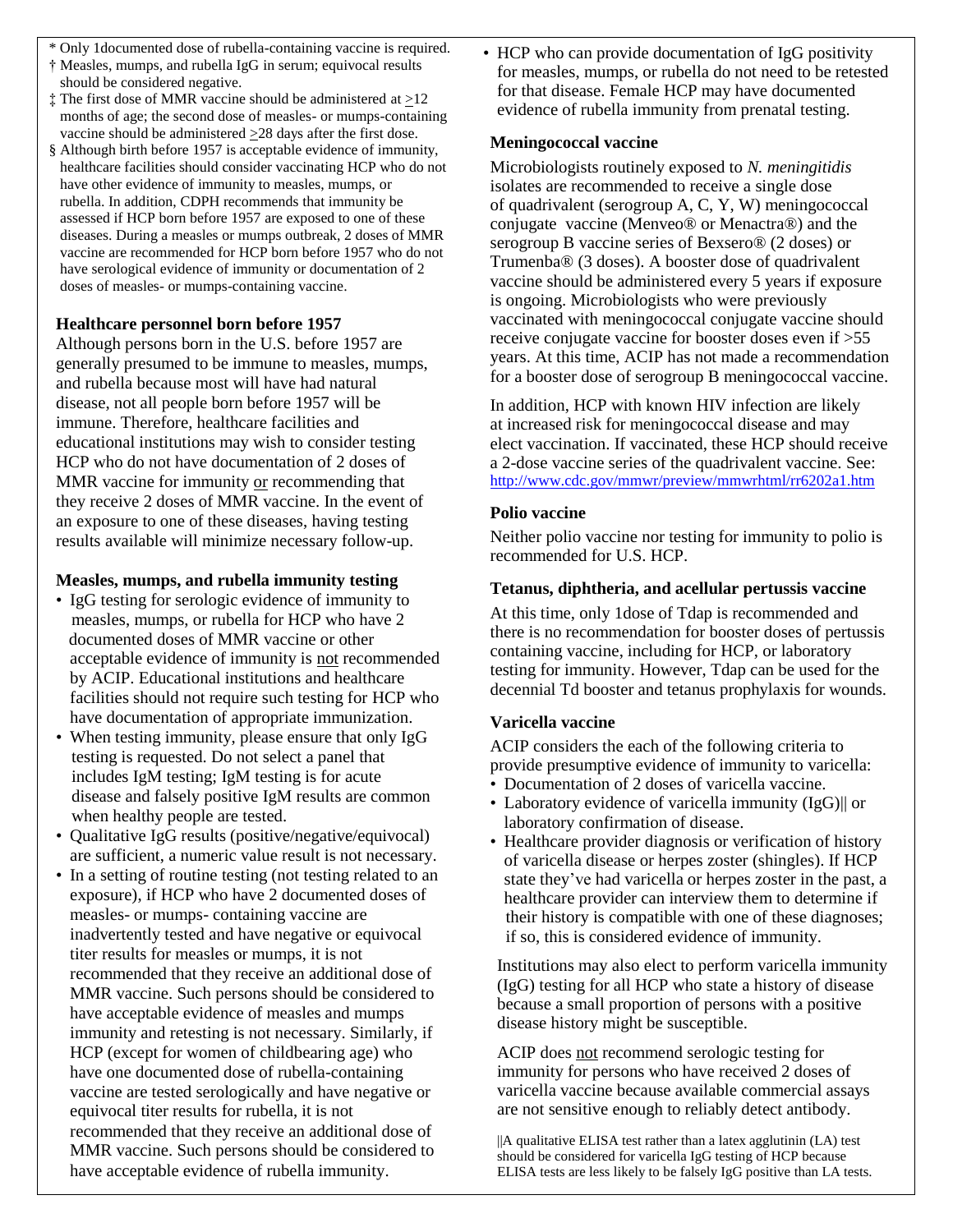\* Only 1documented dose of rubella-containing vaccine is required.

† Measles, mumps, and rubella IgG in serum; equivocal results should be considered negative.

‡ The first dose of MMR vaccine should be administered at ≥12 months of age; the second dose of measles- or mumps-containing vaccine should be administered ≥28 days after the first dose.

§ Although birth before 1957 is acceptable evidence of immunity, healthcare facilities should consider vaccinating HCP who do not have other evidence of immunity to measles, mumps, or rubella. In addition, CDPH recommends that immunity be assessed if HCP born before 1957 are exposed to one of these diseases. During a measles or mumps outbreak, 2 doses of MMR vaccine are recommended for HCP born before 1957 who do not have serological evidence of immunity or documentation of 2 doses of measles- or mumps-containing vaccine.

### Healthcare personnel born before 1957

Although persons born in the U.S. before 1957 are generally presumed to be immune to measles, mumps, and rubella because most will have had natural disease, not all people born before 1957 will be immune. Therefore, healthcare facilities and educational institutions may wish to consider testing HCP who do not have documentation of 2 doses of MMR vaccine for immunity or recommending that they receive 2 doses of MMR vaccine. In the event of an exposure to one of these diseases, having testing results available will minimize necessary follow-up.

### Measles, mumps, and rubella immunity testing

- IgG testing for serologic evidence of immunity to measles, mumps, or rubella for HCP who have 2 documented doses of MMR vaccine or other acceptable evidence of immunity is not recommended by ACIP. Educational institutions and healthcare facilities should not require such testing for HCP who have documentation of appropriate immunization.
- When testing immunity, please ensure that only IgG testing is requested. Do not select a panel that includes IgM testing; IgM testing is for acute disease and falsely positive IgM results are common when healthy people are tested.
- Qualitative IgG results (positive/negative/equivocal) are sufficient, a numeric value result is not necessary.
- In a setting of routine testing (not testing related to an exposure), if HCP who have 2 documented doses of measles- or mumps- containing vaccine are inadvertently tested and have negative or equivocal titer results for measles or mumps, it is not recommended that they receive an additional dose of MMR vaccine. Such persons should be considered to have acceptable evidence of measles and mumps immunity and retesting is not necessary. Similarly, if HCP (except for women of childbearing age) who have one documented dose of rubella-containing vaccine are tested serologically and have negative or equivocal titer results for rubella, it is not recommended that they receive an additional dose of MMR vaccine. Such persons should be considered to have acceptable evidence of rubella immunity.
- HCP who can provide documentation of IgG positivity for measles, mumps, or rubella do not need to be retested for that disease. Female HCP may have documented evidence of rubella immunity from prenatal testing.

### Meningococcal vaccine

Microbiologists routinely exposed to *N. meningitidis* isolates are recommended to receive a single dose of quadrivalent (serogroup A, C, Y, W) meningococcal conjugate vaccine (Menveo® or Menactra®) and the serogroup B vaccine series of Bexsero® (2 doses) or Trumenba® (3 doses). A booster dose of quadrivalent vaccine should be administered every 5 years if exposure is ongoing. Microbiologists who were previously vaccinated with meningococcal conjugate vaccine should receive conjugate vaccine for booster doses even if >55 years. At this time, ACIP has not made a recommendation for a booster dose of serogroup B meningococcal vaccine.

In addition, HCP with known HIV infection are likely at increased risk for meningococcal disease and may elect vaccination. If vaccinated, these HCP should receive a 2-dose vaccine series of the quadrivalent vaccine. See: http://www.cdc.gov/mmwr/preview/mmwrhtml/rr6202a1.htm

### Polio vaccine

Neither polio vaccine nor testing for immunity to polio is recommended for U.S. HCP.

### Tetanus, diphtheria, and acellular pertussis vaccine

At this time, only 1dose of Tdap is recommended and there is no recommendation for booster doses of pertussis containing vaccine, including for HCP, or laboratory testing for immunity. However, Tdap can be used for the decennial Td booster and tetanus prophylaxis for wounds.

### Varicella vaccine

ACIP considers the each of the following criteria to provide presumptive evidence of immunity to varicella:

- Documentation of 2 doses of varicella vaccine.
- Laboratory evidence of varicella immunity (IgG)|| or laboratory confirmation of disease.
- Healthcare provider diagnosis or verification of history of varicella disease or herpes zoster (shingles). If HCP state they've had varicella or herpes zoster in the past, a healthcare provider can interview them to determine if their history is compatible with one of these diagnoses; if so, this is considered evidence of immunity.

Institutions may also elect to perform varicella immunity (IgG) testing for all HCP who state a history of disease because a small proportion of persons with a positive disease history might be susceptible.

ACIP does not recommend serologic testing for immunity for persons who have received 2 doses of varicella vaccine because available commercial assays are not sensitive enough to reliably detect antibody.

||A qualitative ELISA test rather than a latex agglutinin (LA) test should be considered for varicella IgG testing of HCP because ELISA tests are less likely to be falsely IgG positive than LA tests.